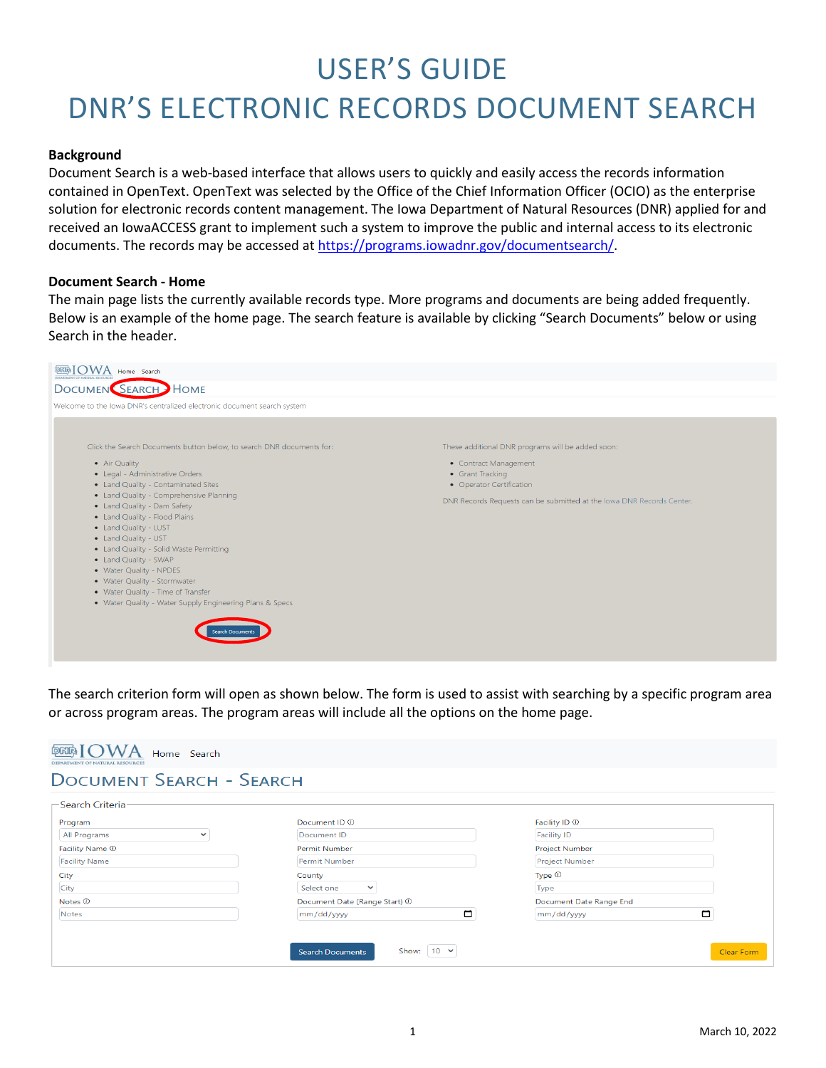# USER'S GUIDE

# DNR'S ELECTRONIC RECORDS DOCUMENT SEARCH

**Background**

Document Search is a web-based interface that allows users to quickly and easily access the records information contained in OpenText. OpenText was selected by the Office of the Chief Information Officer (OCIO) as the enterprise solution for electronic records content management. The Iowa Department of Natural Resources (DNR) applied for and received an IowaACCESS grant to implement such a system to improve the public and internal access to its electronic documents. The records may be accessed at https://programs.iowadnr.gov/documentsearch/.

**Document Search - Home**

The main page lists the currently available records type. More programs and documents are being added frequently. Below is an example of the home page. The search feature is available by clicking "Search Documents" below or using Search in the header.

The search criterion form will open as shown below. The form is used to assist with searching by a specific program area or across program areas. The program areas will include all the options on the home page.

March 10, 2022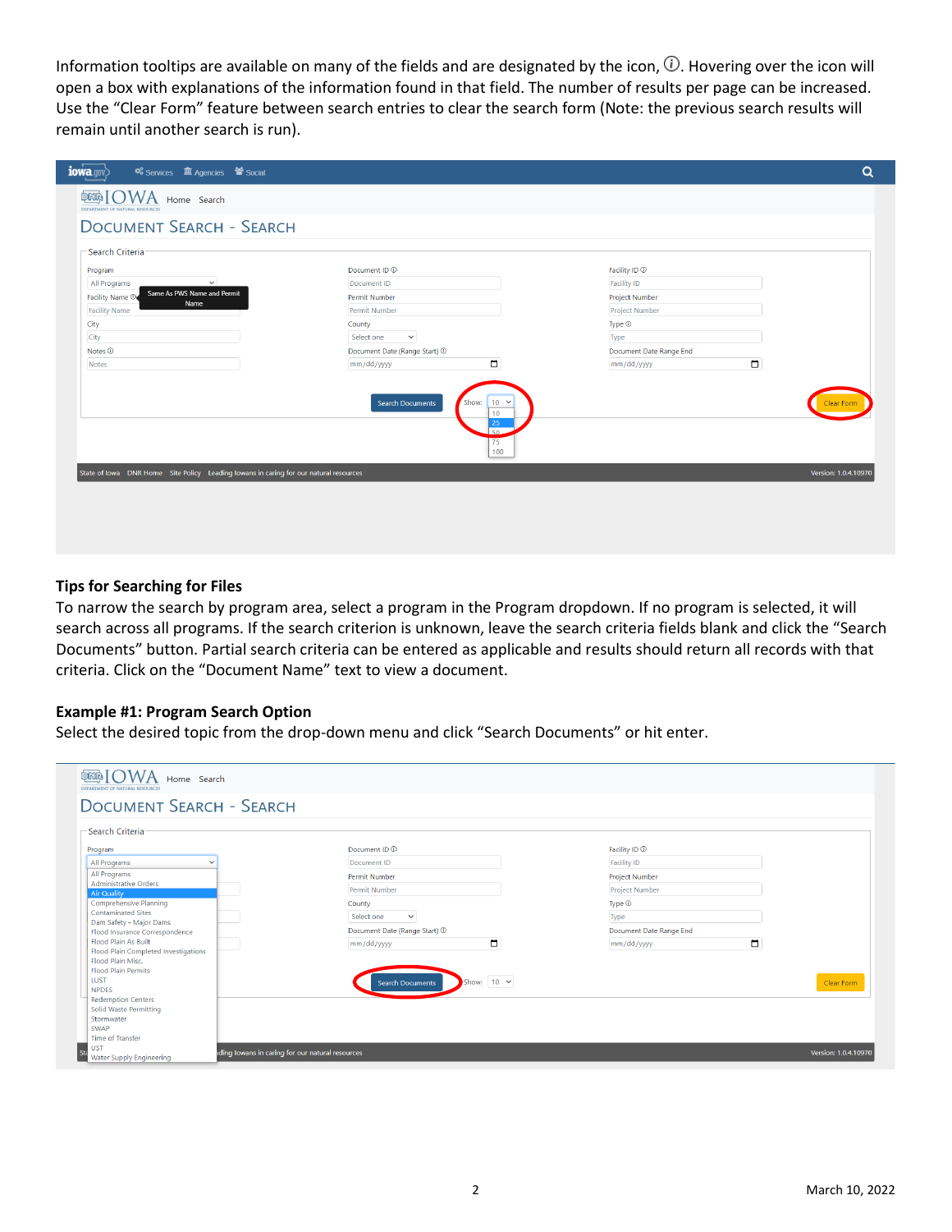Information tooltips are available on many of the fields and are designated by the icon, ⓘ. Hovering over the icon will open a box with explanations of the information found in that field. The number of results per page can be increased. Use the “Clear Form” feature between search entries to clear the search form (Note: the previous search results will remain until another search is run).

### Tips for Searching for Files

To narrow the search by program area, select a program in the Program dropdown. If no program is selected, it will search across all programs. If the search criterion is unknown, leave the search criteria fields blank and click the “Search Documents” button. Partial search criteria can be entered as applicable and results should return all records with that criteria. Click on the “Document Name” text to view a document.

### Example #1: Program Search Option

Select the desired topic from the drop-down menu and click “Search Documents” or hit enter.

March 10, 2022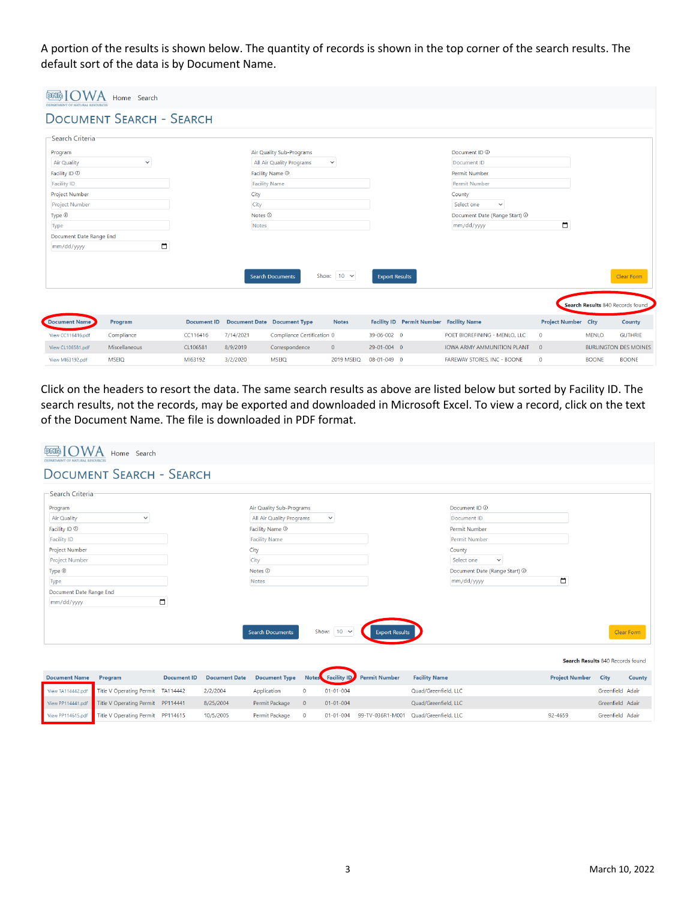A portion of the results is shown below. The quantity of records is shown in the top corner of the search results. The default sort of the data is by Document Name.

DOCUMENT SEARCH - SEARCH

Search Criteria

Program: Air Quality | Air Quality Sub-Programs: All Air Quality Programs | Document ID
Facility ID | Facility Name | Permit Number
Project Number | City | County: Select one
Type | Notes | Document Date (Range Start): mm/dd/yyyy
Document Date Range End: mm/dd/yyyy

Search Documents | Show: 10 | Export Results | Clear Form

**Search Results** 840 Records found

| Document Name | Program | Document ID | Document Date | Document Type | Notes | Facility ID | Permit Number | Facility Name | Project Number | City | County |
|---|---|---|---|---|---|---|---|---|---|---|---|
| View CC116416.pdf | Compliance | CC116416 | 7/14/2021 | Compliance Certification | 0 | 39-06-002 | 0 | POET BIOREFINING - MENLO, LLC | 0 | MENLO | GUTHRIE |
| View CL106581.pdf | Miscellaneous | CL106581 | 8/9/2019 | Correspondence | 0 | 29-01-004 | 0 | IOWA ARMY AMMUNITION PLANT | 0 | BURLINGTON | DES MOINES |
| View MI63192.pdf | MSEIQ | MI63192 | 3/2/2020 | MSEIQ | 2019 MSEIQ | 08-01-049 | 0 | FAREWAY STORES, INC - BOONE | 0 | BOONE | BOONE |

Click on the headers to resort the data. The same search results as above are listed below but sorted by Facility ID. The search results, not the records, may be exported and downloaded in Microsoft Excel. To view a record, click on the text of the Document Name. The file is downloaded in PDF format.

DOCUMENT SEARCH - SEARCH

Search Criteria

Program: Air Quality | Air Quality Sub-Programs: All Air Quality Programs | Document ID
Facility ID | Facility Name | Permit Number
Project Number | City | County: Select one
Type | Notes | Document Date (Range Start): mm/dd/yyyy
Document Date Range End: mm/dd/yyyy

Search Documents | Show: 10 | Export Results | Clear Form

**Search Results** 840 Records found

| Document Name | Program | Document ID | Document Date | Document Type | Notes | Facility ID | Permit Number | Facility Name | Project Number | City | County |
|---|---|---|---|---|---|---|---|---|---|---|---|
| View TA114442.pdf | Title V Operating Permit | TA114442 | 2/2/2004 | Application | 0 | 01-01-004 | | Quad/Greenfield, LLC | | Greenfield | Adair |
| View PP114441.pdf | Title V Operating Permit | PP114441 | 8/25/2004 | Permit Package | 0 | 01-01-004 | | Quad/Greenfield, LLC | | Greenfield | Adair |
| View PP114615.pdf | Title V Operating Permit | PP114615 | 10/5/2005 | Permit Package | 0 | 01-01-004 | 99-TV-036R1-M001 | Quad/Greenfield, LLC | 92-4659 | Greenfield | Adair |

March 10, 2022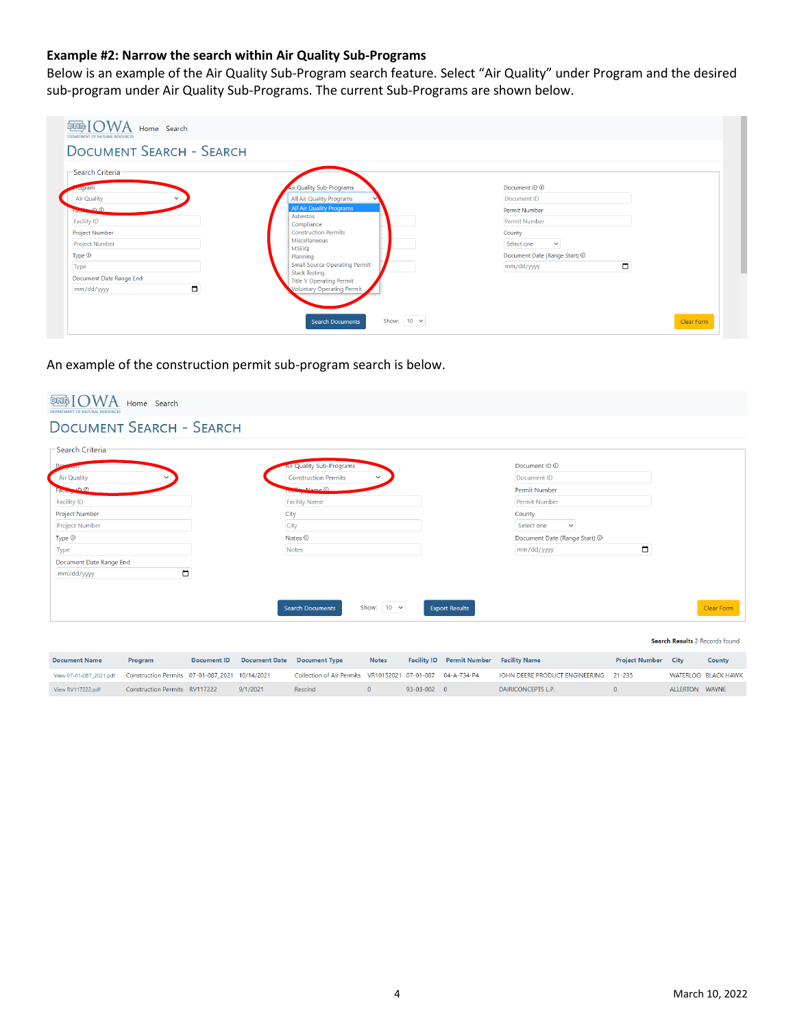**Example #2: Narrow the search within Air Quality Sub-Programs**

Below is an example of the Air Quality Sub-Program search feature. Select "Air Quality" under Program and the desired sub-program under Air Quality Sub-Programs. The current Sub-Programs are shown below.

An example of the construction permit sub-program search is below.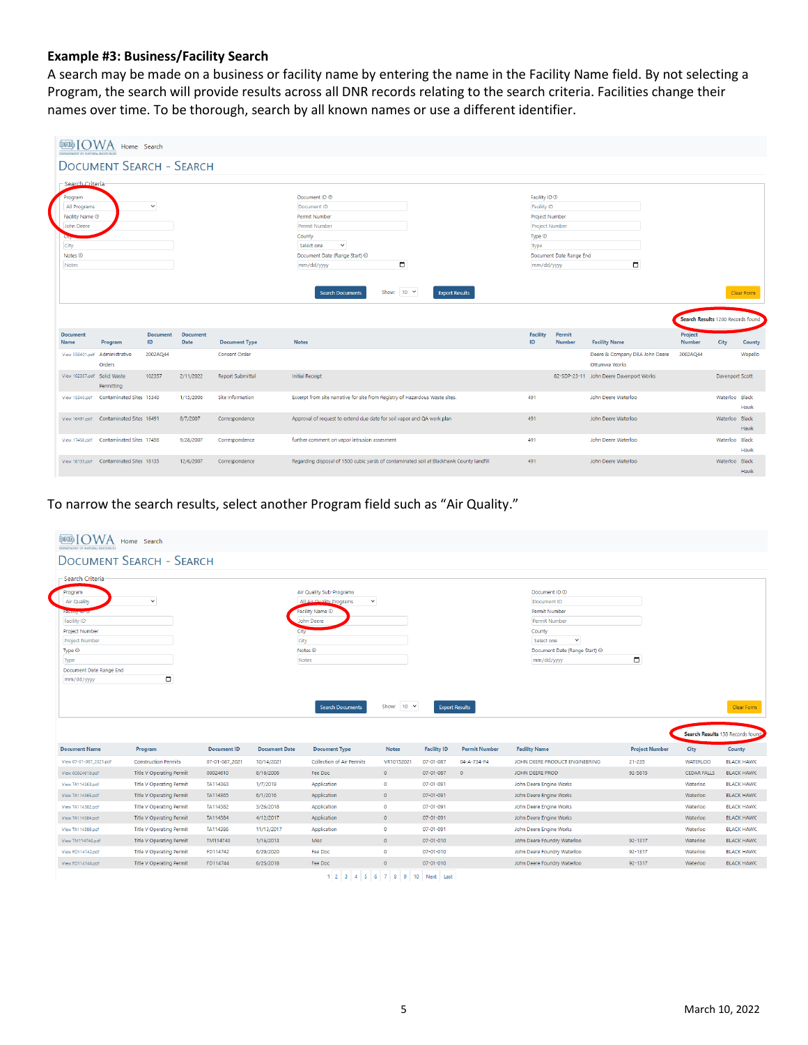### Example #3: Business/Facility Search

A search may be made on a business or facility name by entering the name in the Facility Name field. By not selecting a Program, the search will provide results across all DNR records relating to the search criteria. Facilities change their names over time. To be thorough, search by all known names or use a different identifier.

IOWA Home Search

DOCUMENT SEARCH - SEARCH

Search Criteria

| Program | Document ID | Facility ID |
|---|---|---|
| All Programs | Document ID | Facility ID |
| Facility Name | Permit Number | Project Number |
| John Deere | Permit Number | Project Number |
| City | County | Type |
| City | Select one | Type |
| Notes | Document Date (Range Start) | Document Date Range End |
| Notes | mm/dd/yyyy | mm/dd/yyyy |

Search Documents Show: 10 Export Results Clear Form

Search Results 1200 Records found

| Document Name | Program | Document ID | Document Date | Document Type | Notes | Facility ID | Permit Number | Facility Name | Project Number | City | County |
|---|---|---|---|---|---|---|---|---|---|---|---|
| View 550401.pdf | Administrative Orders | 2002AQ44 | | Consent Order | | | | Deere & Company DBA John Deere Ottumwa Works | 2002AQ44 | | Wapello |
| View 102357.pdf | Solid Waste Permitting | 102357 | 2/11/2022 | Report Submittal | Initial Receipt | | 82-SDP-23-11 | John Deere Davenport Works | | Davenport | Scott |
| View 15340.pdf | Contaminated Sites | 15340 | 1/15/2006 | Site Information | Excerpt from site narrative for site from Registry of Hazardous Waste sites. | 491 | | John Deere Waterloo | | Waterloo | Black Hawk |
| View 16491.pdf | Contaminated Sites | 16491 | 8/7/2007 | Correspondence | Approval of request to extend due date for soil vapor and QA work plan | 491 | | John Deere Waterloo | | Waterloo | Black Hawk |
| View 17456.pdf | Contaminated Sites | 17456 | 9/28/2007 | Correspondence | further comment on vapor intrusion assesment | 491 | | John Deere Waterloo | | Waterloo | Black Hawk |
| View 18135.pdf | Contaminated Sites | 18135 | 12/6/2007 | Correspondence | Regarding disposal of 1500 cubic yards of contaminated soil at Blackhawk County landfill | 491 | | John Deere Waterloo | | Waterloo | Black Hawk |

To narrow the search results, select another Program field such as "Air Quality."

IOWA Home Search

DOCUMENT SEARCH - SEARCH

Search Criteria

| Program | Air Quality Sub-Programs | Document ID |
|---|---|---|
| Air Quality | All Air Quality Programs | Document ID |
| Facility ID | Facility Name | Permit Number |
| Facility ID | John Deere | Permit Number |
| Project Number | City | County |
| Project Number | City | Select one |
| Type | Notes | Document Date (Range Start) |
| Type | Notes | mm/dd/yyyy |
| Document Date Range End | | |
| mm/dd/yyyy | | |

Search Documents Show: 10 Export Results Clear Form

Search Results 138 Records found

| Document Name | Program | Document ID | Document Date | Document Type | Notes | Facility ID | Permit Number | Facility Name | Project Number | City | County |
|---|---|---|---|---|---|---|---|---|---|---|---|
| View 07-01-087_2021.pdf | Construction Permits | 07-01-087_2021 | 10/14/2021 | Collection of Air Permits | VR10152021 | 07-01-087 | 04-A-734-P4 | JOHN DEERE PRODUCT ENGINEERING | 21-235 | WATERLOO | BLACK HAWK |
| View 00024610.pdf | Title V Operating Permit | 00024610 | 6/19/2006 | Fee Doc | 0 | 07-01-087 | 0 | JOHN DEERE PROD | 92-5615 | CEDAR FALLS | BLACK HAWK |
| View TA114363.pdf | Title V Operating Permit | TA114363 | 1/7/2019 | Application | 0 | 07-01-091 | | John Deere Engine Works | | Waterloo | BLACK HAWK |
| View TA114365.pdf | Title V Operating Permit | TA114365 | 6/1/2016 | Application | 0 | 07-01-091 | | John Deere Engine Works | | Waterloo | BLACK HAWK |
| View TA114382.pdf | Title V Operating Permit | TA114382 | 3/26/2018 | Application | 0 | 07-01-091 | | John Deere Engine Works | | Waterloo | BLACK HAWK |
| View TA114384.pdf | Title V Operating Permit | TA114384 | 4/12/2017 | Application | 0 | 07-01-091 | | John Deere Engine Works | | Waterloo | BLACK HAWK |
| View TA114386.pdf | Title V Operating Permit | TA114386 | 11/13/2017 | Application | 0 | 07-01-091 | | John Deere Engine Works | | Waterloo | BLACK HAWK |
| View TM114740.pdf | Title V Operating Permit | TM114740 | 1/16/2013 | Misc | 0 | 07-01-010 | | John Deere Foundry Waterloo | 92-1317 | Waterloo | BLACK HAWK |
| View FD114742.pdf | Title V Operating Permit | FD114742 | 6/29/2020 | Fee Doc | 0 | 07-01-010 | | John Deere Foundry Waterloo | 92-1317 | Waterloo | BLACK HAWK |
| View FD114744.pdf | Title V Operating Permit | FD114744 | 6/25/2018 | Fee Doc | 0 | 07-01-010 | | John Deere Foundry Waterloo | 92-1317 | Waterloo | BLACK HAWK |

1 2 3 4 5 6 7 8 9 10 Next Last

March 10, 2022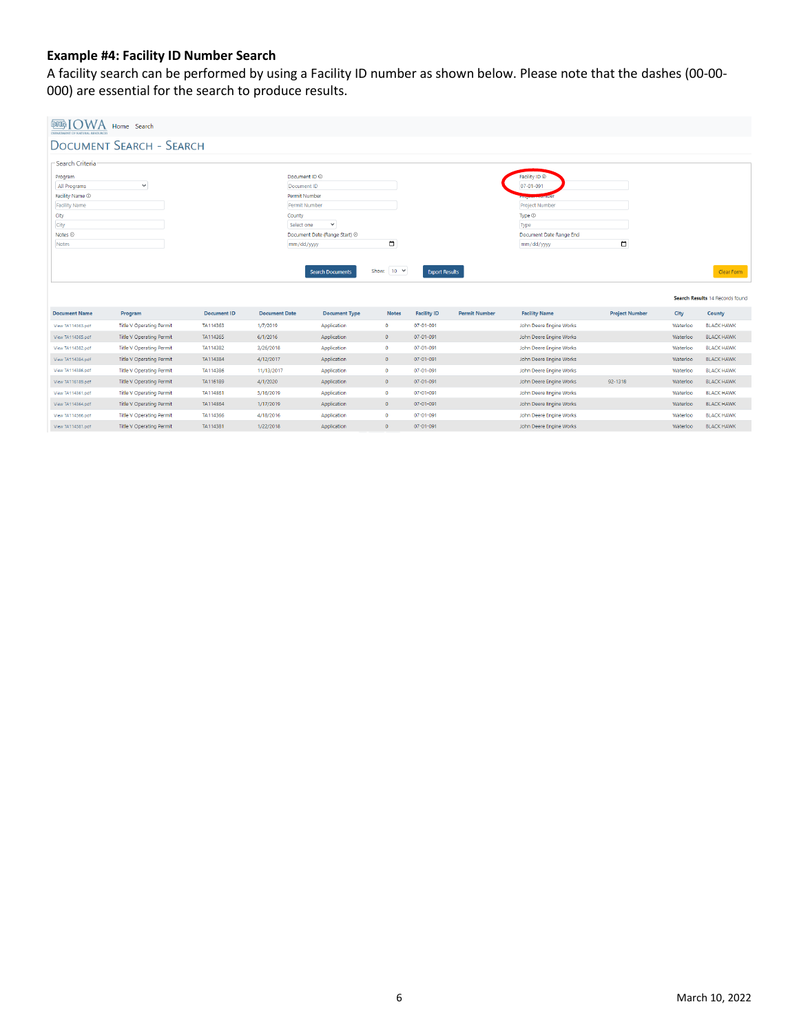### Example #4: Facility ID Number Search

A facility search can be performed by using a Facility ID number as shown below. Please note that the dashes (00-00-000) are essential for the search to produce results.

IOWA Home Search

DOCUMENT SEARCH - SEARCH

Search Criteria

| Program | Document ID | Facility ID |
|---|---|---|
| All Programs | Document ID | 07-01-091 |
| Facility Name | Permit Number | Project Number |
| Facility Name | Permit Number | Project Number |
| City | County | Type |
| City | Select one | Type |
| Notes | Document Date (Range Start) | Document Date Range End |
| Notes | mm/dd/yyyy | mm/dd/yyyy |

Search Documents Show: 10 Export Results Clear Form

Search Results 14 Records found

| Document Name | Program | Document ID | Document Date | Document Type | Notes | Facility ID | Permit Number | Facility Name | Project Number | City | County |
|---|---|---|---|---|---|---|---|---|---|---|---|
| View TA114363.pdf | Title V Operating Permit | TA114363 | 1/7/2019 | Application | 0 | 07-01-091 | | John Deere Engine Works | | Waterloo | BLACK HAWK |
| View TA114365.pdf | Title V Operating Permit | TA114365 | 6/1/2016 | Application | 0 | 07-01-091 | | John Deere Engine Works | | Waterloo | BLACK HAWK |
| View TA114382.pdf | Title V Operating Permit | TA114382 | 3/26/2018 | Application | 0 | 07-01-091 | | John Deere Engine Works | | Waterloo | BLACK HAWK |
| View TA114384.pdf | Title V Operating Permit | TA114384 | 4/12/2017 | Application | 0 | 07-01-091 | | John Deere Engine Works | | Waterloo | BLACK HAWK |
| View TA114386.pdf | Title V Operating Permit | TA114386 | 11/13/2017 | Application | 0 | 07-01-091 | | John Deere Engine Works | | Waterloo | BLACK HAWK |
| View TA116189.pdf | Title V Operating Permit | TA116189 | 4/1/2020 | Application | 0 | 07-01-091 | | John Deere Engine Works | 92-1318 | Waterloo | BLACK HAWK |
| View TA114361.pdf | Title V Operating Permit | TA114361 | 5/16/2019 | Application | 0 | 07-01-091 | | John Deere Engine Works | | Waterloo | BLACK HAWK |
| View TA114364.pdf | Title V Operating Permit | TA114364 | 1/17/2019 | Application | 0 | 07-01-091 | | John Deere Engine Works | | Waterloo | BLACK HAWK |
| View TA114366.pdf | Title V Operating Permit | TA114366 | 4/18/2016 | Application | 0 | 07-01-091 | | John Deere Engine Works | | Waterloo | BLACK HAWK |
| View TA114381.pdf | Title V Operating Permit | TA114381 | 1/22/2018 | Application | 0 | 07-01-091 | | John Deere Engine Works | | Waterloo | BLACK HAWK |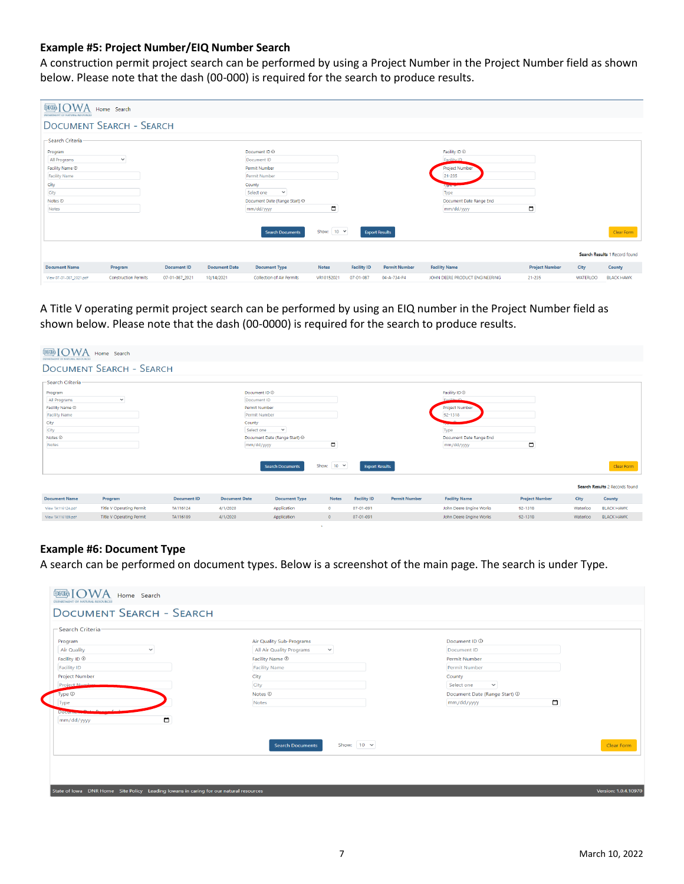### Example #5: Project Number/EIQ Number Search

A construction permit project search can be performed by using a Project Number in the Project Number field as shown below. Please note that the dash (00-000) is required for the search to produce results.

A Title V operating permit project search can be performed by using an EIQ number in the Project Number field as shown below. Please note that the dash (00-0000) is required for the search to produce results.

### Example #6: Document Type

A search can be performed on document types. Below is a screenshot of the main page. The search is under Type.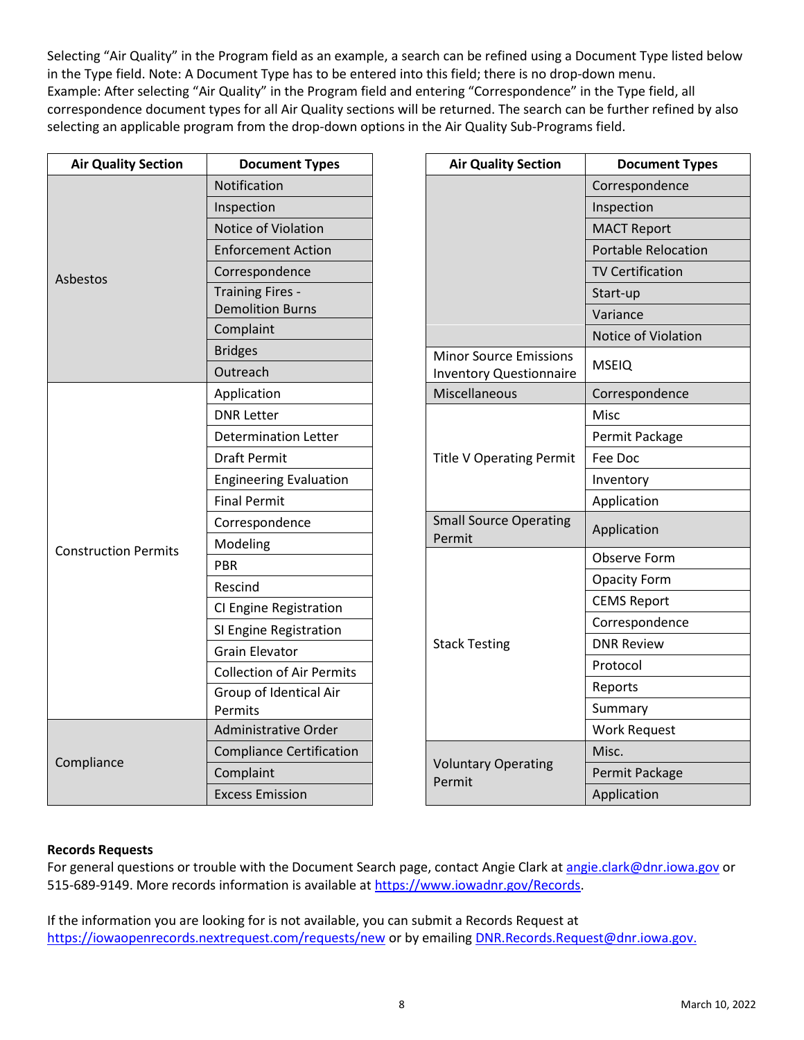Selecting “Air Quality” in the Program field as an example, a search can be refined using a Document Type listed below in the Type field. Note: A Document Type has to be entered into this field; there is no drop-down menu.
Example: After selecting “Air Quality” in the Program field and entering “Correspondence” in the Type field, all correspondence document types for all Air Quality sections will be returned. The search can be further refined by also selecting an applicable program from the drop-down options in the Air Quality Sub-Programs field.

| Air Quality Section | Document Types |
|---|---|
| Asbestos | Notification |
| | Inspection |
| | Notice of Violation |
| | Enforcement Action |
| | Correspondence |
| | Training Fires - Demolition Burns |
| | Complaint |
| | Bridges |
| | Outreach |
| Construction Permits | Application |
| | DNR Letter |
| | Determination Letter |
| | Draft Permit |
| | Engineering Evaluation |
| | Final Permit |
| | Correspondence |
| | Modeling |
| | PBR |
| | Rescind |
| | CI Engine Registration |
| | SI Engine Registration |
| | Grain Elevator |
| | Collection of Air Permits |
| | Group of Identical Air Permits |
| Compliance | Administrative Order |
| | Compliance Certification |
| | Complaint |
| | Excess Emission |

| Air Quality Section | Document Types |
|---|---|
| | Correspondence |
| | Inspection |
| | MACT Report |
| | Portable Relocation |
| | TV Certification |
| | Start-up |
| | Variance |
| | Notice of Violation |
| Minor Source Emissions Inventory Questionnaire | MSEIQ |
| Miscellaneous | Correspondence |
| Title V Operating Permit | Misc |
| | Permit Package |
| | Fee Doc |
| | Inventory |
| | Application |
| Small Source Operating Permit | Application |
| Stack Testing | Observe Form |
| | Opacity Form |
| | CEMS Report |
| | Correspondence |
| | DNR Review |
| | Protocol |
| | Reports |
| | Summary |
| | Work Request |
| Voluntary Operating Permit | Misc. |
| | Permit Package |
| | Application |

**Records Requests**

For general questions or trouble with the Document Search page, contact Angie Clark at angie.clark@dnr.iowa.gov or 515-689-9149. More records information is available at https://www.iowadnr.gov/Records.

If the information you are looking for is not available, you can submit a Records Request at https://iowaopenrecords.nextrequest.com/requests/new or by emailing DNR.Records.Request@dnr.iowa.gov.

March 10, 2022